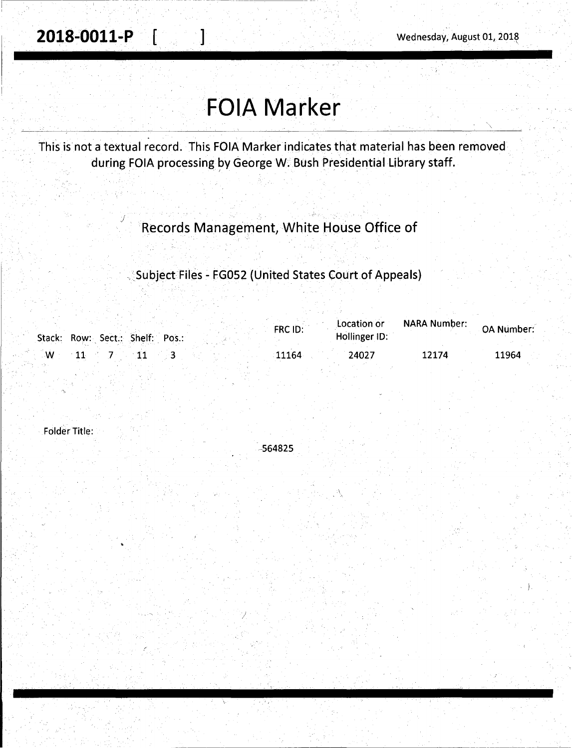**2018-0011-P** [ ]

Wednesday, August 01, 2018

# FOIA Marker

This is not a textual record. This FOIA Marker indicates that material has been removed during FOIA processing by George W. Bush Presidential Library staff.

## Records Management, White House Office of

### Subject Files - FG052 (United States Court of Appeals)

| Stack: | Row: | Sect.: | Shelf: | Pos.: | FRC ID: | Location or Hollinger ID: | NARA Number: | OA Number: |
|---|---|---|---|---|---|---|---|---|
| W | 11 | 7 | 11 | 3 | 11164 | 24027 | 12174 | 11964 |

Folder Title:

564825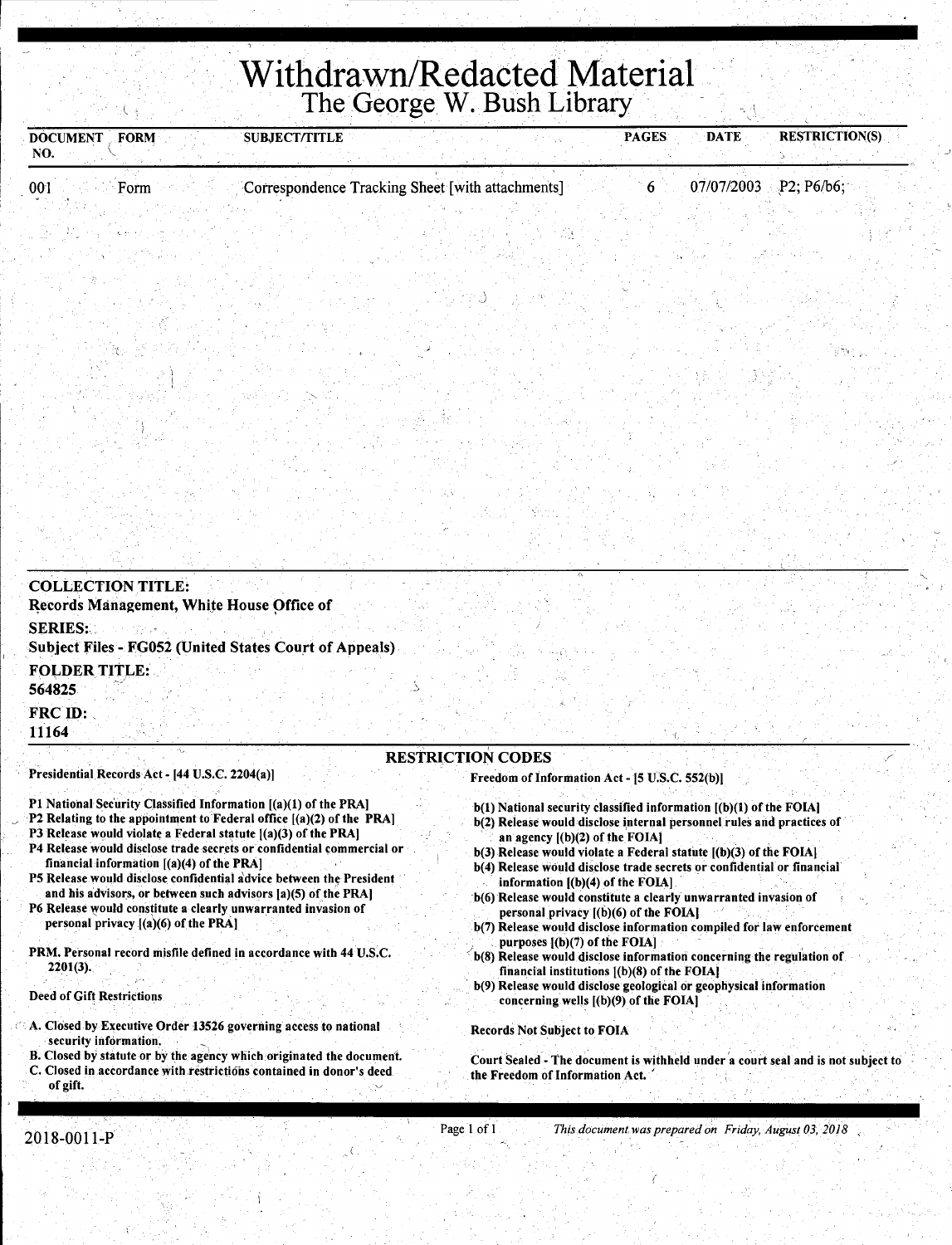# Withdrawn/Redacted Material
## The George W. Bush Library

| DOCUMENT NO. | FORM | SUBJECT/TITLE | PAGES | DATE | RESTRICTION(S) |
|---|---|---|---|---|---|
| 001 | Form | Correspondence Tracking Sheet [with attachments] | 6 | 07/07/2003 | P2; P6/b6; |

**COLLECTION TITLE:**
Records Management, White House Office of

**SERIES:**
Subject Files - FG052 (United States Court of Appeals)

**FOLDER TITLE:**
564825

**FRC ID:**
11164

### RESTRICTION CODES

**Presidential Records Act - [44 U.S.C. 2204(a)]**

P1 National Security Classified Information [(a)(1) of the PRA]
P2 Relating to the appointment to Federal office [(a)(2) of the PRA]
P3 Release would violate a Federal statute [(a)(3) of the PRA]
P4 Release would disclose trade secrets or confidential commercial or financial information [(a)(4) of the PRA]
P5 Release would disclose confidential advice between the President and his advisors, or between such advisors [a)(5) of the PRA]
P6 Release would constitute a clearly unwarranted invasion of personal privacy [(a)(6) of the PRA]

PRM. Personal record misfile defined in accordance with 44 U.S.C. 2201(3).

Deed of Gift Restrictions

A. Closed by Executive Order 13526 governing access to national security information.
B. Closed by statute or by the agency which originated the document.
C. Closed in accordance with restrictions contained in donor's deed of gift.

**Freedom of Information Act - [5 U.S.C. 552(b)]**

b(1) National security classified information [(b)(1) of the FOIA]
b(2) Release would disclose internal personnel rules and practices of an agency [(b)(2) of the FOIA]
b(3) Release would violate a Federal statute [(b)(3) of the FOIA]
b(4) Release would disclose trade secrets or confidential or financial information [(b)(4) of the FOIA]
b(6) Release would constitute a clearly unwarranted invasion of personal privacy [(b)(6) of the FOIA]
b(7) Release would disclose information compiled for law enforcement purposes [(b)(7) of the FOIA]
b(8) Release would disclose information concerning the regulation of financial institutions [(b)(8) of the FOIA]
b(9) Release would disclose geological or geophysical information concerning wells [(b)(9) of the FOIA]

Records Not Subject to FOIA

Court Sealed - The document is withheld under a court seal and is not subject to the Freedom of Information Act.

2018-0011-P

*This document was prepared on Friday, August 03, 2018*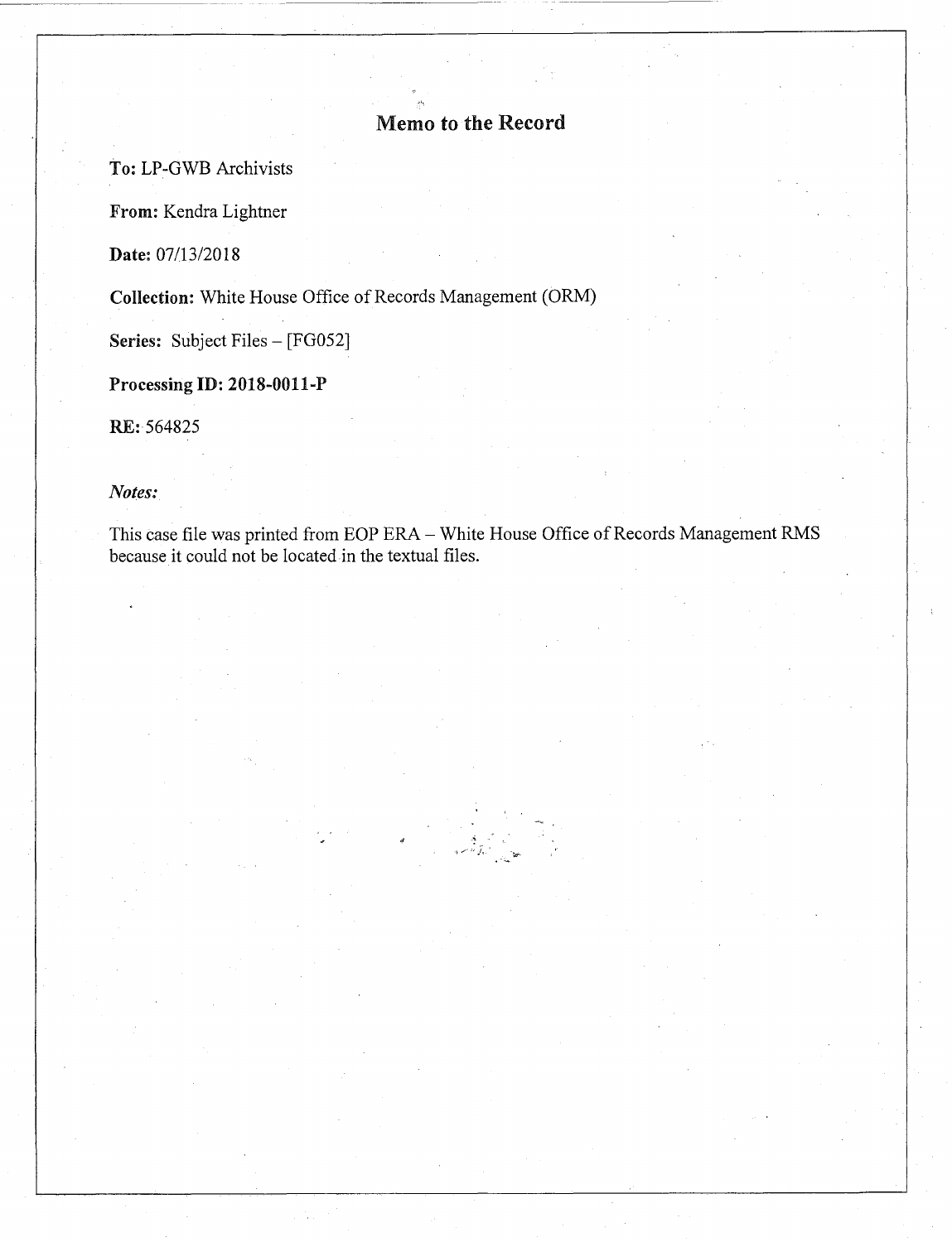# Memo to the Record

**To:** LP-GWB Archivists

**From:** Kendra Lightner

**Date:** 07/13/2018

**Collection:** White House Office of Records Management (ORM)

**Series:** Subject Files – [FG052]

**Processing ID: 2018-0011-P**

**RE:** 564825

***Notes:***

This case file was printed from EOP ERA – White House Office of Records Management RMS because it could not be located in the textual files.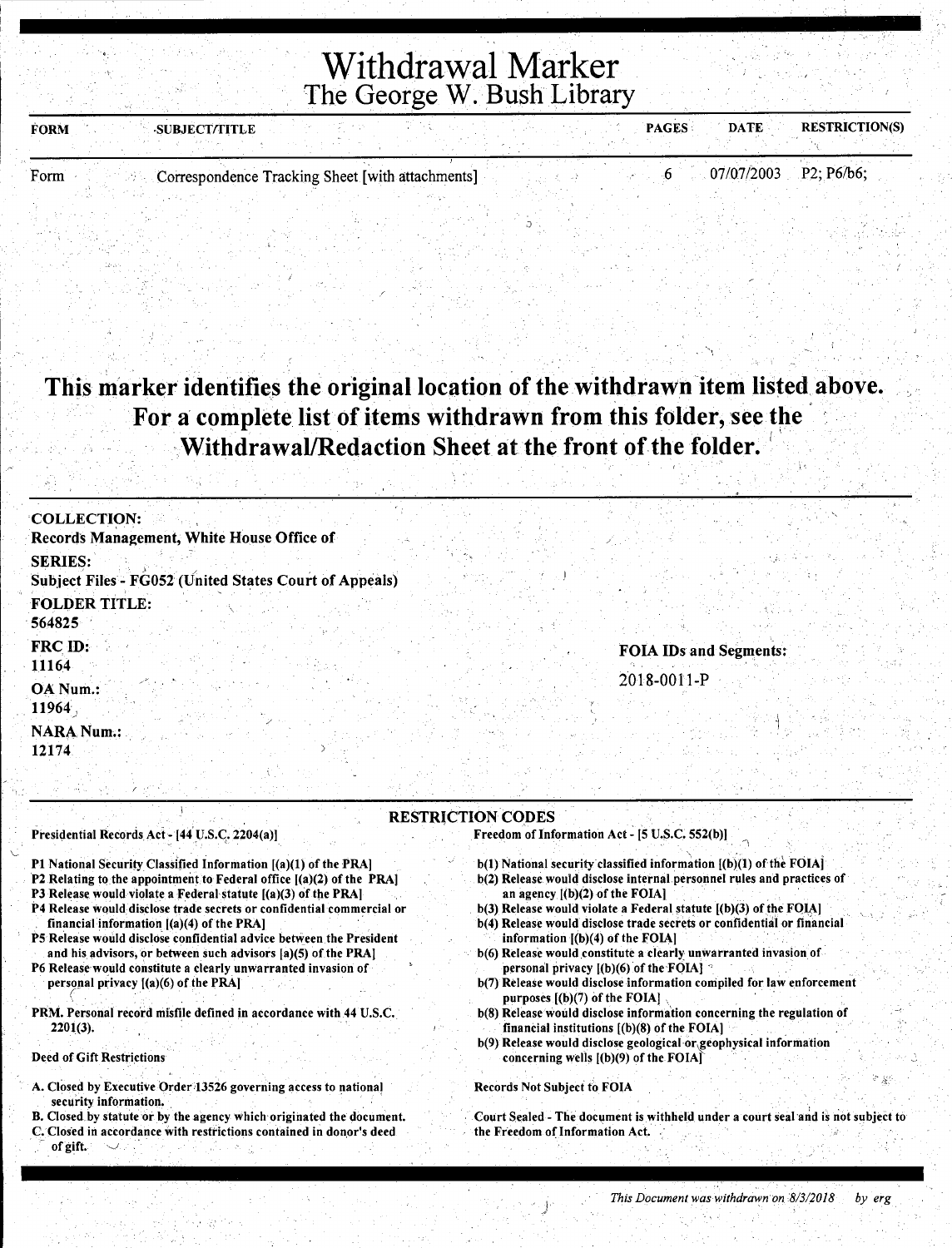# Withdrawal Marker
## The George W. Bush Library

| FORM | SUBJECT/TITLE | PAGES | DATE | RESTRICTION(S) |
|---|---|---|---|---|
| Form | Correspondence Tracking Sheet [with attachments] | 6 | 07/07/2003 | P2; P6/b6; |

## This marker identifies the original location of the withdrawn item listed above. For a complete list of items withdrawn from this folder, see the Withdrawal/Redaction Sheet at the front of the folder.

**COLLECTION:**
Records Management, White House Office of

**SERIES:**
Subject Files - FG052 (United States Court of Appeals)

**FOLDER TITLE:**
564825

**FRC ID:**
11164

**OA Num.:**
11964

**NARA Num.:**
12174

**FOIA IDs and Segments:**
2018-0011-P

### RESTRICTION CODES

**Presidential Records Act - [44 U.S.C. 2204(a)]**

P1 National Security Classified Information [(a)(1) of the PRA]
P2 Relating to the appointment to Federal office [(a)(2) of the PRA]
P3 Release would violate a Federal statute [(a)(3) of the PRA]
P4 Release would disclose trade secrets or confidential commercial or financial information [(a)(4) of the PRA]
P5 Release would disclose confidential advice between the President and his advisors, or between such advisors [a)(5) of the PRA]
P6 Release would constitute a clearly unwarranted invasion of personal privacy [(a)(6) of the PRA]

PRM. Personal record misfile defined in accordance with 44 U.S.C. 2201(3).

**Deed of Gift Restrictions**

A. Closed by Executive Order 13526 governing access to national security information.
B. Closed by statute or by the agency which originated the document.
C. Closed in accordance with restrictions contained in donor's deed of gift.

**Freedom of Information Act - [5 U.S.C. 552(b)]**

b(1) National security classified information [(b)(1) of the FOIA]
b(2) Release would disclose internal personnel rules and practices of an agency [(b)(2) of the FOIA]
b(3) Release would violate a Federal statute [(b)(3) of the FOIA]
b(4) Release would disclose trade secrets or confidential or financial information [(b)(4) of the FOIA]
b(6) Release would constitute a clearly unwarranted invasion of personal privacy [(b)(6) of the FOIA]
b(7) Release would disclose information compiled for law enforcement purposes [(b)(7) of the FOIA]
b(8) Release would disclose information concerning the regulation of financial institutions [(b)(8) of the FOIA]
b(9) Release would disclose geological or geophysical information concerning wells [(b)(9) of the FOIA]

**Records Not Subject to FOIA**

Court Sealed - The document is withheld under a court seal and is not subject to the Freedom of Information Act.

*This Document was withdrawn on 8/3/2018 by erg*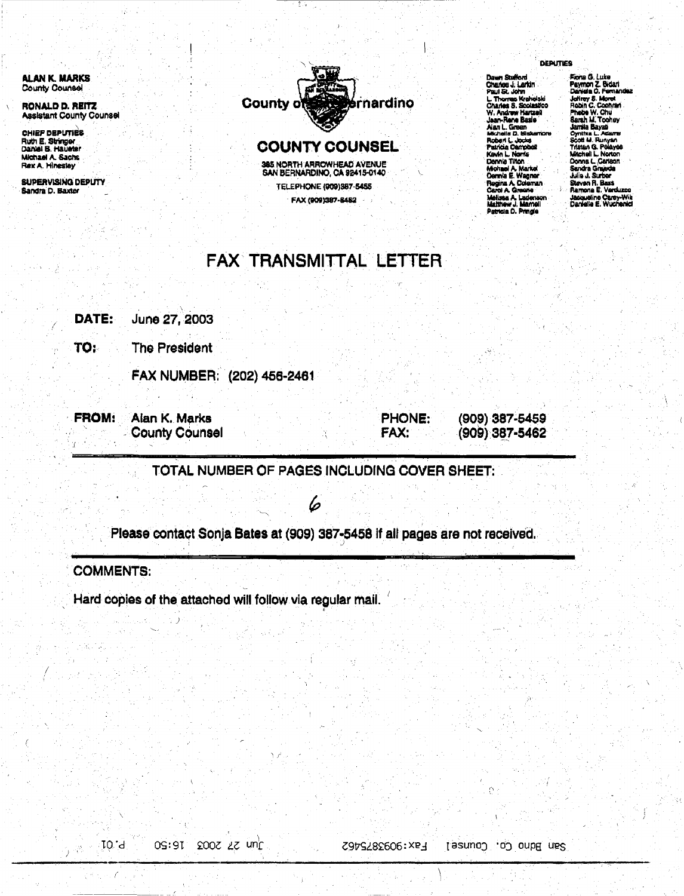**ALAN K. MARKS**
County Counsel

**RONALD D. REITZ**
Assistant County Counsel

**CHIEF DEPUTIES**
Ruth E. Stringer
Daniel B. Haueter
Michael A. Sachs
Rex A. Hinesley

**SUPERVISING DEPUTY**
Sandra D. Baxter

County of San Bernardino

## COUNTY COUNSEL

385 NORTH ARROWHEAD AVENUE
SAN BERNARDINO, CA 92415-0140

TELEPHONE (909)387-5455

FAX (909)387-5462

**DEPUTIES**

Dawn Stafford
Charles J. Larkin
Paul St. John
L. Thomas Krahelski
Charles S. Scolastico
W. Andrew Hartzell
Jean-Rene Basle
Alan L. Green
Michelle D. Blakemore
Robert L. Jocks
Patricia Campbell
Kevin L. Norris
Dennis Tilton
Michael A. Markel
Dennis E. Wagner
Regina A. Coleman
Carol A. Greene
Melissa A. Ladenson
Matthew J. Marnell
Patricia D. Pringle
Fiona G. Luke
Peymon Z. Bidari
Daniela C. Fernandez
Jeffrey S. Moret
Robin C. Cochran
Phebe W. Chu
Sarah M. Toohey
Jamila Bayati
Cynthia L. Adams
Scott M. Runyan
Tristan G. Pelayes
Mitchell L. Norton
Donna L. Carlson
Sandra Grajeda
Julie J. Surber
Steven R. Bass
Ramona E. Verduzco
Jacqueline Carey-Wilson
Danielle E. Wuchenich

# FAX TRANSMITTAL LETTER

**DATE:** June 27, 2003

**TO:** The President

FAX NUMBER: (202) 456-2461

**FROM:** Alan K. Marks
County Counsel

**PHONE:** (909) 387-5459
**FAX:** (909) 387-5462

---

TOTAL NUMBER OF PAGES INCLUDING COVER SHEET:

6

Please contact Sonja Bates at (909) 387-5458 if all pages are not received.

---

COMMENTS:

Hard copies of the attached will follow via regular mail.

San Bdno Co. Counsel    Fax:9093875462    Jun 27 2003 16:50    P.01